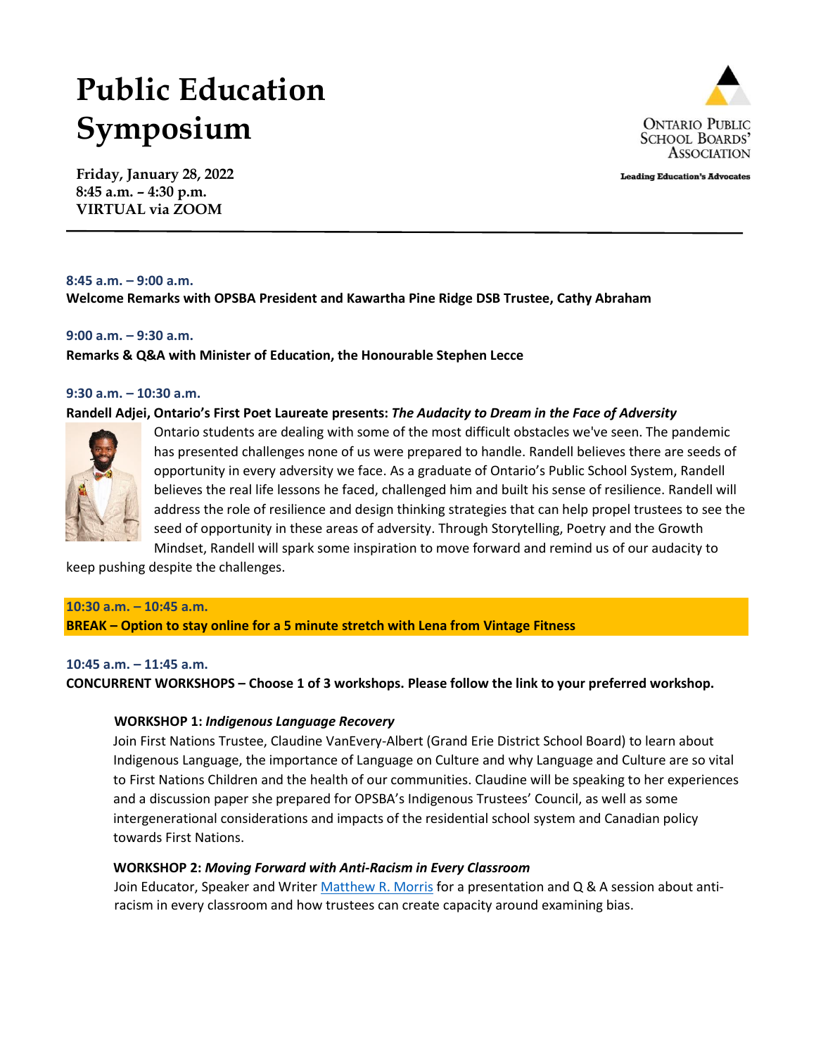# Public Education Symposium

**Friday, January 28, 2022**
**8:45 a.m. – 4:30 p.m.**
**VIRTUAL via ZOOM**

Ontario Public School Boards' Association

Leading Education's Advocates

---

**8:45 a.m. – 9:00 a.m.**
**Welcome Remarks with OPSBA President and Kawartha Pine Ridge DSB Trustee, Cathy Abraham**

**9:00 a.m. – 9:30 a.m.**
**Remarks & Q&A with Minister of Education, the Honourable Stephen Lecce**

**9:30 a.m. – 10:30 a.m.**
**Randell Adjei, Ontario's First Poet Laureate presents: *The Audacity to Dream in the Face of Adversity***

Ontario students are dealing with some of the most difficult obstacles we've seen. The pandemic has presented challenges none of us were prepared to handle. Randell believes there are seeds of opportunity in every adversity we face. As a graduate of Ontario's Public School System, Randell believes the real life lessons he faced, challenged him and built his sense of resilience. Randell will address the role of resilience and design thinking strategies that can help propel trustees to see the seed of opportunity in these areas of adversity. Through Storytelling, Poetry and the Growth Mindset, Randell will spark some inspiration to move forward and remind us of our audacity to keep pushing despite the challenges.

**10:30 a.m. – 10:45 a.m.**
**BREAK – Option to stay online for a 5 minute stretch with Lena from Vintage Fitness**

**10:45 a.m. – 11:45 a.m.**
**CONCURRENT WORKSHOPS – Choose 1 of 3 workshops. Please follow the link to your preferred workshop.**

**WORKSHOP 1: *Indigenous Language Recovery***
Join First Nations Trustee, Claudine VanEvery-Albert (Grand Erie District School Board) to learn about Indigenous Language, the importance of Language on Culture and why Language and Culture are so vital to First Nations Children and the health of our communities. Claudine will be speaking to her experiences and a discussion paper she prepared for OPSBA's Indigenous Trustees' Council, as well as some intergenerational considerations and impacts of the residential school system and Canadian policy towards First Nations.

**WORKSHOP 2: *Moving Forward with Anti-Racism in Every Classroom***
Join Educator, Speaker and Writer Matthew R. Morris for a presentation and Q & A session about anti-racism in every classroom and how trustees can create capacity around examining bias.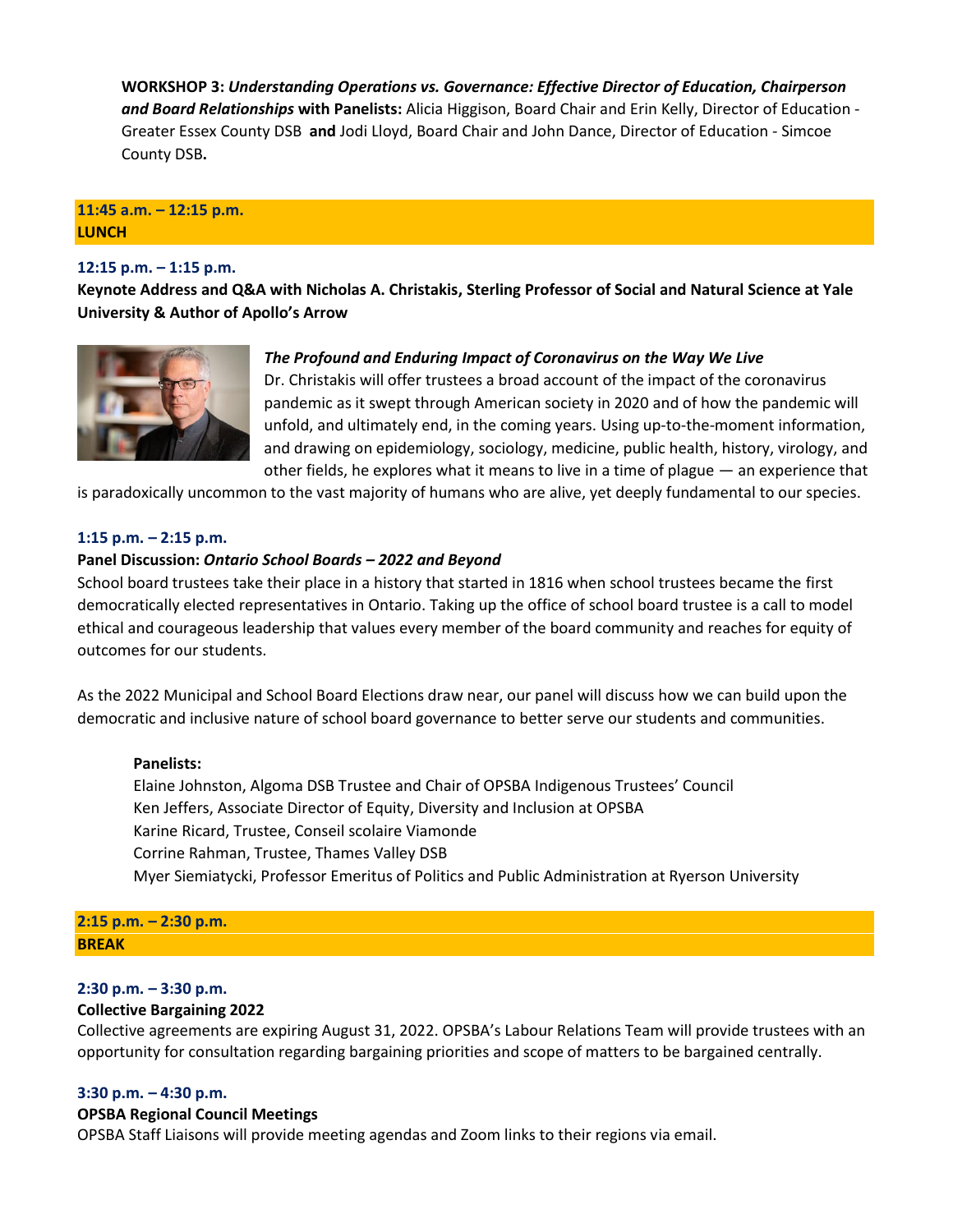**WORKSHOP 3:** ***Understanding Operations vs. Governance: Effective Director of Education, Chairperson and Board Relationships*** **with Panelists:** Alicia Higgison, Board Chair and Erin Kelly, Director of Education - Greater Essex County DSB **and** Jodi Lloyd, Board Chair and John Dance, Director of Education - Simcoe County DSB**.**

**11:45 a.m. – 12:15 p.m.**
**LUNCH**

**12:15 p.m. – 1:15 p.m.**
**Keynote Address and Q&A with Nicholas A. Christakis, Sterling Professor of Social and Natural Science at Yale University & Author of Apollo's Arrow**

***The Profound and Enduring Impact of Coronavirus on the Way We Live***
Dr. Christakis will offer trustees a broad account of the impact of the coronavirus pandemic as it swept through American society in 2020 and of how the pandemic will unfold, and ultimately end, in the coming years. Using up-to-the-moment information, and drawing on epidemiology, sociology, medicine, public health, history, virology, and other fields, he explores what it means to live in a time of plague — an experience that is paradoxically uncommon to the vast majority of humans who are alive, yet deeply fundamental to our species.

**1:15 p.m. – 2:15 p.m.**
**Panel Discussion:** ***Ontario School Boards – 2022 and Beyond***
School board trustees take their place in a history that started in 1816 when school trustees became the first democratically elected representatives in Ontario. Taking up the office of school board trustee is a call to model ethical and courageous leadership that values every member of the board community and reaches for equity of outcomes for our students.

As the 2022 Municipal and School Board Elections draw near, our panel will discuss how we can build upon the democratic and inclusive nature of school board governance to better serve our students and communities.

**Panelists:**
Elaine Johnston, Algoma DSB Trustee and Chair of OPSBA Indigenous Trustees' Council
Ken Jeffers, Associate Director of Equity, Diversity and Inclusion at OPSBA
Karine Ricard, Trustee, Conseil scolaire Viamonde
Corrine Rahman, Trustee, Thames Valley DSB
Myer Siemiatycki, Professor Emeritus of Politics and Public Administration at Ryerson University

**2:15 p.m. – 2:30 p.m.**
**BREAK**

**2:30 p.m. – 3:30 p.m.**
**Collective Bargaining 2022**
Collective agreements are expiring August 31, 2022. OPSBA's Labour Relations Team will provide trustees with an opportunity for consultation regarding bargaining priorities and scope of matters to be bargained centrally.

**3:30 p.m. – 4:30 p.m.**
**OPSBA Regional Council Meetings**
OPSBA Staff Liaisons will provide meeting agendas and Zoom links to their regions via email.